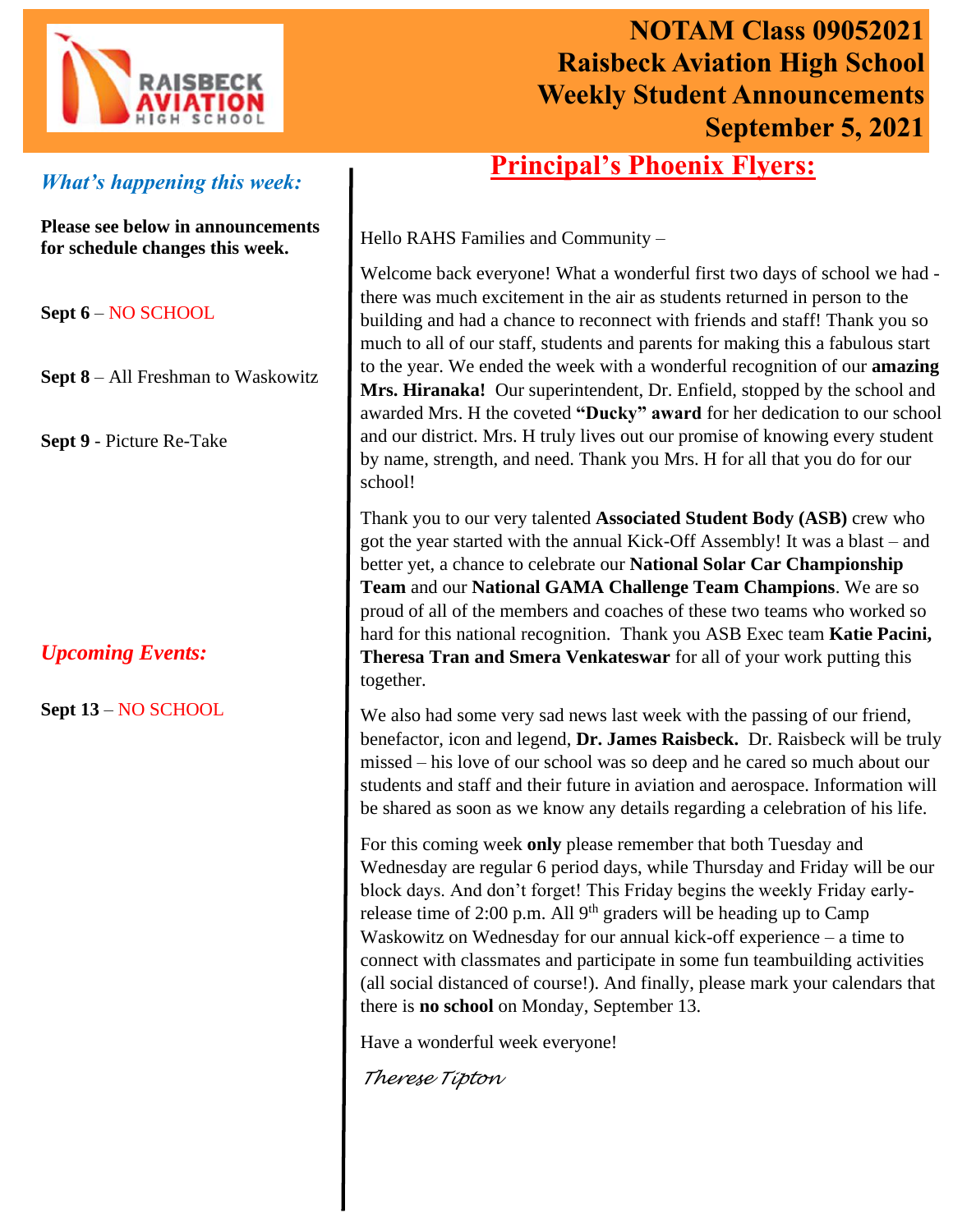# NOTAM Class 09052021
# Raisbeck Aviation High School
# Weekly Student Announcements
# September 5, 2021

### *What's happening this week:*

**Please see below in announcements for schedule changes this week.**

**Sept 6** – NO SCHOOL

**Sept 8** – All Freshman to Waskowitz

**Sept 9** - Picture Re-Take

### *Upcoming Events:*

**Sept 13** – NO SCHOOL

## Principal's Phoenix Flyers:

Hello RAHS Families and Community –

Welcome back everyone! What a wonderful first two days of school we had - there was much excitement in the air as students returned in person to the building and had a chance to reconnect with friends and staff! Thank you so much to all of our staff, students and parents for making this a fabulous start to the year. We ended the week with a wonderful recognition of our **amazing Mrs. Hiranaka!** Our superintendent, Dr. Enfield, stopped by the school and awarded Mrs. H the coveted **"Ducky" award** for her dedication to our school and our district. Mrs. H truly lives out our promise of knowing every student by name, strength, and need. Thank you Mrs. H for all that you do for our school!

Thank you to our very talented **Associated Student Body (ASB)** crew who got the year started with the annual Kick-Off Assembly! It was a blast – and better yet, a chance to celebrate our **National Solar Car Championship Team** and our **National GAMA Challenge Team Champions**. We are so proud of all of the members and coaches of these two teams who worked so hard for this national recognition. Thank you ASB Exec team **Katie Pacini, Theresa Tran and Smera Venkateswar** for all of your work putting this together.

We also had some very sad news last week with the passing of our friend, benefactor, icon and legend, **Dr. James Raisbeck.** Dr. Raisbeck will be truly missed – his love of our school was so deep and he cared so much about our students and staff and their future in aviation and aerospace. Information will be shared as soon as we know any details regarding a celebration of his life.

For this coming week **only** please remember that both Tuesday and Wednesday are regular 6 period days, while Thursday and Friday will be our block days. And don't forget! This Friday begins the weekly Friday early-release time of 2:00 p.m. All 9th graders will be heading up to Camp Waskowitz on Wednesday for our annual kick-off experience – a time to connect with classmates and participate in some fun teambuilding activities (all social distanced of course!). And finally, please mark your calendars that there is **no school** on Monday, September 13.

Have a wonderful week everyone!

*Therese Tipton*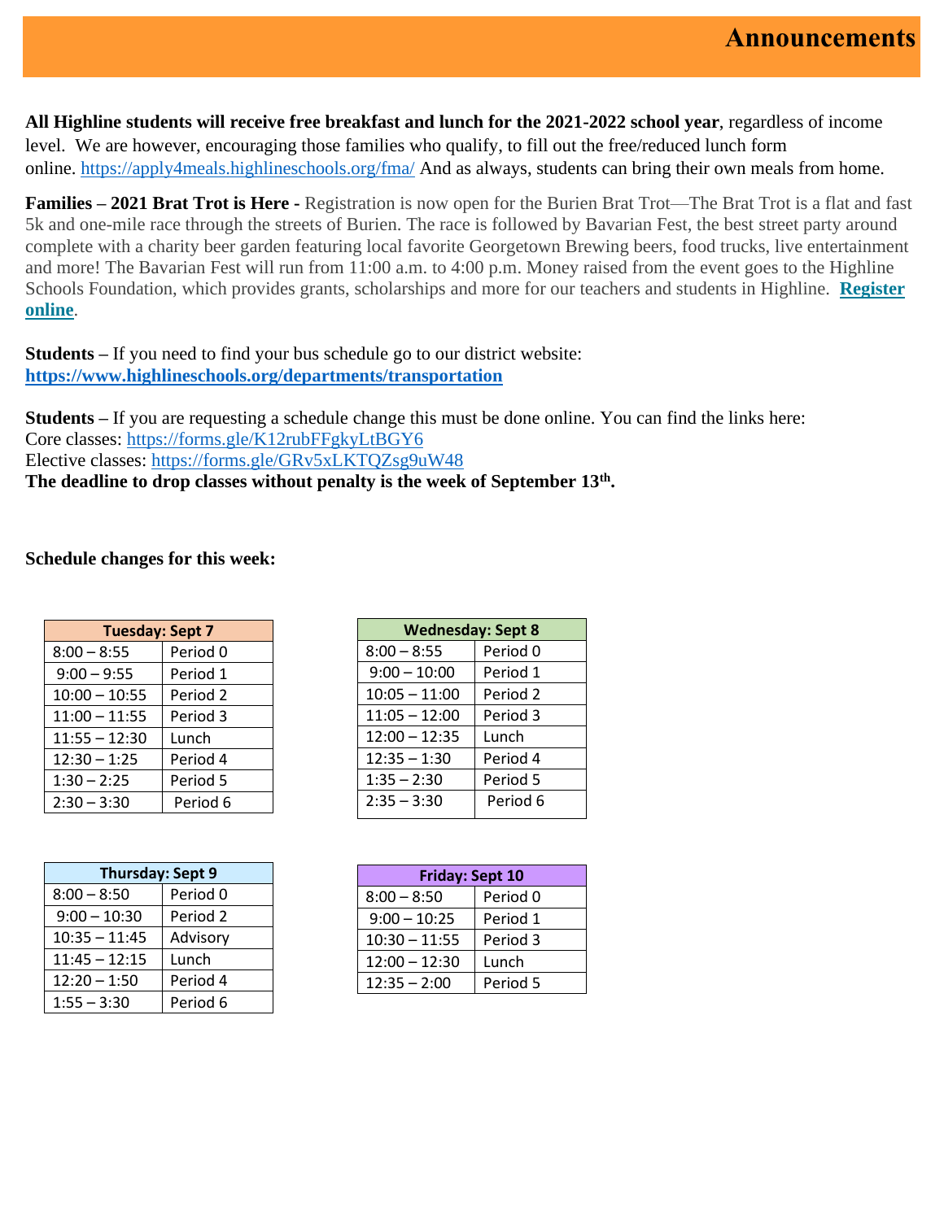# Announcements

**All Highline students will receive free breakfast and lunch for the 2021-2022 school year**, regardless of income level. We are however, encouraging those families who qualify, to fill out the free/reduced lunch form online. https://apply4meals.highlineschools.org/fma/ And as always, students can bring their own meals from home.

**Families – 2021 Brat Trot is Here -** Registration is now open for the Burien Brat Trot—The Brat Trot is a flat and fast 5k and one-mile race through the streets of Burien. The race is followed by Bavarian Fest, the best street party around complete with a charity beer garden featuring local favorite Georgetown Brewing beers, food trucks, live entertainment and more! The Bavarian Fest will run from 11:00 a.m. to 4:00 p.m. Money raised from the event goes to the Highline Schools Foundation, which provides grants, scholarships and more for our teachers and students in Highline. **Register online**.

**Students –** If you need to find your bus schedule go to our district website: **https://www.highlineschools.org/departments/transportation**

**Students –** If you are requesting a schedule change this must be done online. You can find the links here:
Core classes: https://forms.gle/K12rubFFgkyLtBGY6
Elective classes: https://forms.gle/GRv5xLKTQZsg9uW48
**The deadline to drop classes without penalty is the week of September 13th.**

**Schedule changes for this week:**

| Tuesday: Sept 7 | |
|---|---|
| 8:00 – 8:55 | Period 0 |
| 9:00 – 9:55 | Period 1 |
| 10:00 – 10:55 | Period 2 |
| 11:00 – 11:55 | Period 3 |
| 11:55 – 12:30 | Lunch |
| 12:30 – 1:25 | Period 4 |
| 1:30 – 2:25 | Period 5 |
| 2:30 – 3:30 | Period 6 |

| Wednesday: Sept 8 | |
|---|---|
| 8:00 – 8:55 | Period 0 |
| 9:00 – 10:00 | Period 1 |
| 10:05 – 11:00 | Period 2 |
| 11:05 – 12:00 | Period 3 |
| 12:00 – 12:35 | Lunch |
| 12:35 – 1:30 | Period 4 |
| 1:35 – 2:30 | Period 5 |
| 2:35 – 3:30 | Period 6 |

| Thursday: Sept 9 | |
|---|---|
| 8:00 – 8:50 | Period 0 |
| 9:00 – 10:30 | Period 2 |
| 10:35 – 11:45 | Advisory |
| 11:45 – 12:15 | Lunch |
| 12:20 – 1:50 | Period 4 |
| 1:55 – 3:30 | Period 6 |

| Friday: Sept 10 | |
|---|---|
| 8:00 – 8:50 | Period 0 |
| 9:00 – 10:25 | Period 1 |
| 10:30 – 11:55 | Period 3 |
| 12:00 – 12:30 | Lunch |
| 12:35 – 2:00 | Period 5 |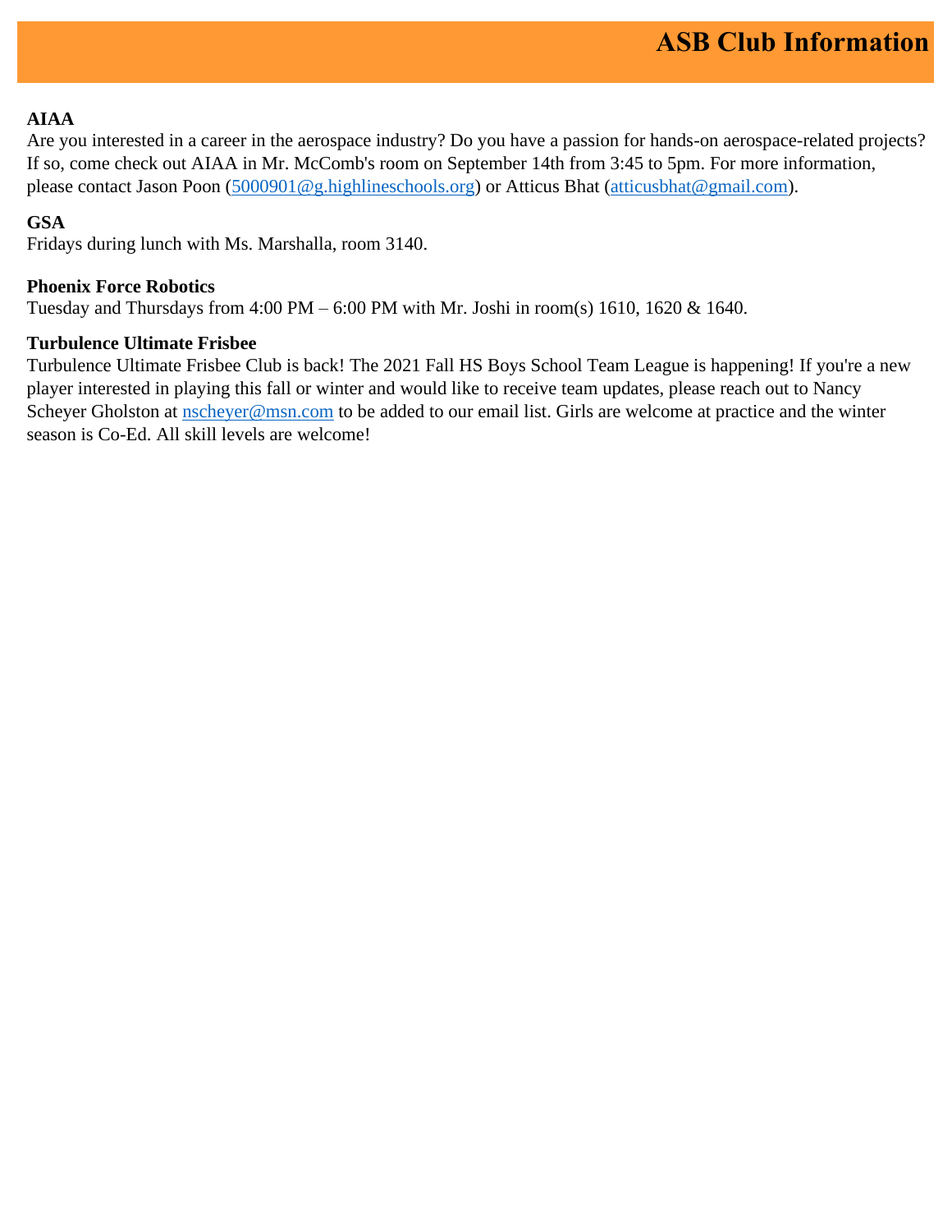# ASB Club Information

**AIAA**
Are you interested in a career in the aerospace industry? Do you have a passion for hands-on aerospace-related projects? If so, come check out AIAA in Mr. McComb's room on September 14th from 3:45 to 5pm. For more information, please contact Jason Poon (5000901@g.highlineschools.org) or Atticus Bhat (atticusbhat@gmail.com).

**GSA**
Fridays during lunch with Ms. Marshalla, room 3140.

**Phoenix Force Robotics**
Tuesday and Thursdays from 4:00 PM – 6:00 PM with Mr. Joshi in room(s) 1610, 1620 & 1640.

**Turbulence Ultimate Frisbee**
Turbulence Ultimate Frisbee Club is back! The 2021 Fall HS Boys School Team League is happening! If you're a new player interested in playing this fall or winter and would like to receive team updates, please reach out to Nancy Scheyer Gholston at nscheyer@msn.com to be added to our email list. Girls are welcome at practice and the winter season is Co-Ed. All skill levels are welcome!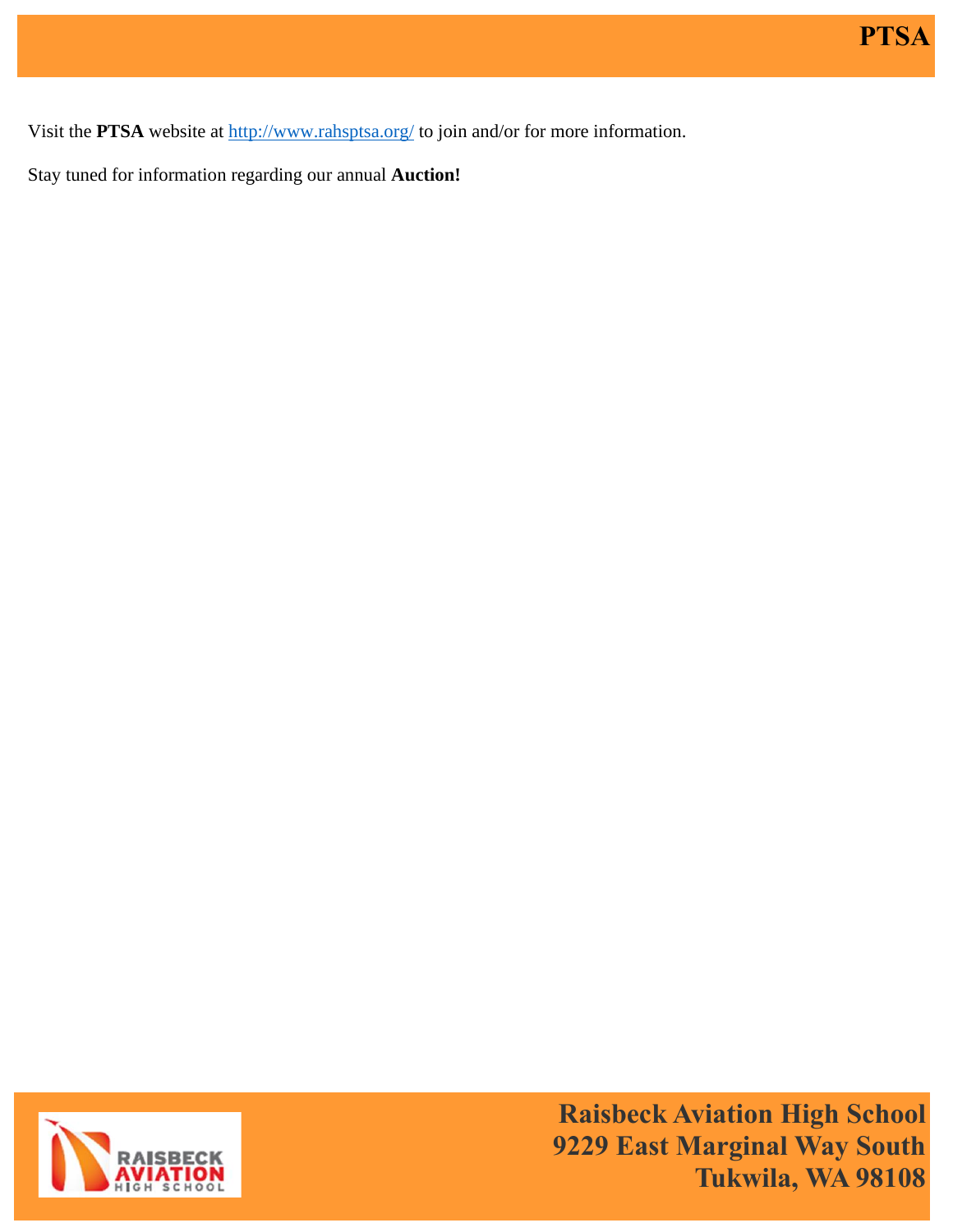# PTSA

Visit the **PTSA** website at [http://www.rahsptsa.org/](http://www.rahsptsa.org/) to join and/or for more information.

Stay tuned for information regarding our annual **Auction!**

**Raisbeck Aviation High School**
**9229 East Marginal Way South**
**Tukwila, WA 98108**